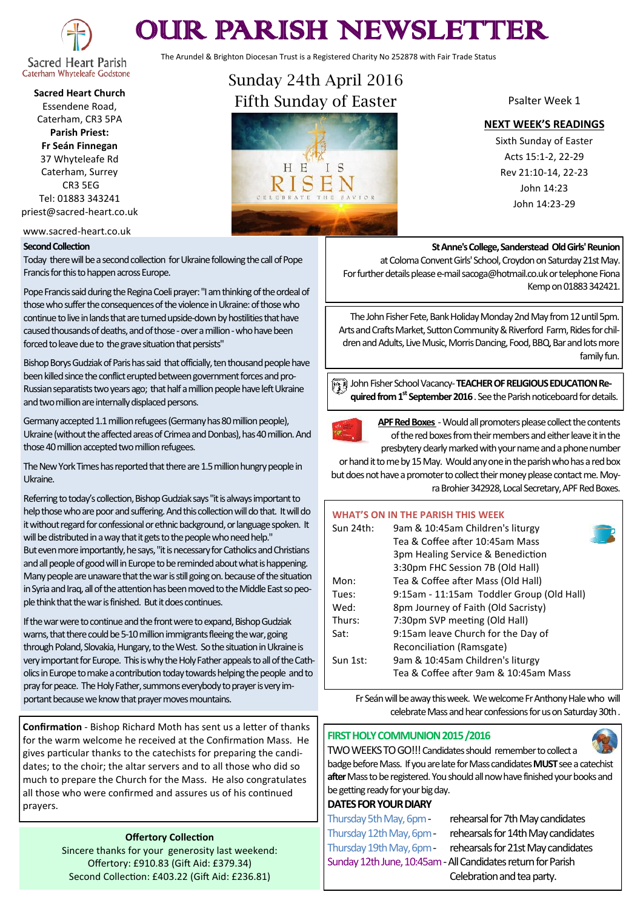# OUR PARISH NEWSLETTER

Sacred Heart Parish
Caterham Whyteleafe Godstone

The Arundel & Brighton Diocesan Trust is a Registered Charity No 252878 with Fair Trade Status

**Sacred Heart Church**
Essendene Road,
Caterham, CR3 5PA
**Parish Priest:**
**Fr Seán Finnegan**
37 Whyteleafe Rd
Caterham, Surrey
CR3 5EG
Tel: 01883 343241
priest@sacred-heart.co.uk

www.sacred-heart.co.uk

## Sunday 24th April 2016
## Fifth Sunday of Easter

HE IS RISEN
CELEBRATE THE SAVIOR

Psalter Week 1

**NEXT WEEK'S READINGS**
Sixth Sunday of Easter
Acts 15:1-2, 22-29
Rev 21:10-14, 22-23
John 14:23
John 14:23-29

**Second Collection**

Today there will be a second collection for Ukraine following the call of Pope Francis for this to happen across Europe.

Pope Francis said during the Regina Coeli prayer: "I am thinking of the ordeal of those who suffer the consequences of the violence in Ukraine: of those who continue to live in lands that are turned upside-down by hostilities that have caused thousands of deaths, and of those - over a million - who have been forced to leave due to the grave situation that persists"

Bishop Borys Gudziak of Paris has said that officially, ten thousand people have been killed since the conflict erupted between government forces and pro-Russian separatists two years ago; that half a million people have left Ukraine and two million are internally displaced persons.

Germany accepted 1.1 million refugees (Germany has 80 million people), Ukraine (without the affected areas of Crimea and Donbas), has 40 million. And those 40 million accepted two million refugees.

The New York Times has reported that there are 1.5 million hungry people in Ukraine.

Referring to today's collection, Bishop Gudziak says "it is always important to help those who are poor and suffering. And this collection will do that. It will do it without regard for confessional or ethnic background, or language spoken. It will be distributed in a way that it gets to the people who need help."
But even more importantly, he says, "it is necessary for Catholics and Christians and all people of good will in Europe to be reminded about what is happening. Many people are unaware that the war is still going on. because of the situation in Syria and Iraq, all of the attention has been moved to the Middle East so people think that the war is finished. But it does continues.

If the war were to continue and the front were to expand, Bishop Gudziak warns, that there could be 5-10 million immigrants fleeing the war, going through Poland, Slovakia, Hungary, to the West. So the situation in Ukraine is very important for Europe. This is why the Holy Father appeals to all of the Catholics in Europe to make a contribution today towards helping the people and to pray for peace. The Holy Father, summons everybody to prayer is very important because we know that prayer moves mountains.

**Confirmation** - Bishop Richard Moth has sent us a letter of thanks for the warm welcome he received at the Confirmation Mass. He gives particular thanks to the catechists for preparing the candidates; to the choir; to the altar servers and to all those who did so much to prepare the Church for the Mass. He also congratulates all those who were confirmed and assures us of his continued prayers.

**Offertory Collection**
Sincere thanks for your generosity last weekend:
Offertory: £910.83 (Gift Aid: £379.34)
Second Collection: £403.22 (Gift Aid: £236.81)

**St Anne's College, Sanderstead Old Girls' Reunion**
at Coloma Convent Girls' School, Croydon on Saturday 21st May. For further details please e-mail sacoga@hotmail.co.uk or telephone Fiona Kemp on 01883 342421.

The John Fisher Fete, Bank Holiday Monday 2nd May from 12 until 5pm. Arts and Crafts Market, Sutton Community & Riverford Farm, Rides for children and Adults, Live Music, Morris Dancing, Food, BBQ, Bar and lots more family fun.

John Fisher School Vacancy- **TEACHER OF RELIGIOUS EDUCATION Required from 1st September 2016**. See the Parish noticeboard for details.

**APF Red Boxes** - Would all promoters please collect the contents of the red boxes from their members and either leave it in the presbytery clearly marked with your name and a phone number or hand it to me by 15 May. Would any one in the parish who has a red box but does not have a promoter to collect their money please contact me. Moyra Brohier 342928, Local Secretary, APF Red Boxes.

**WHAT'S ON IN THE PARISH THIS WEEK**

| | |
|---|---|
| Sun 24th: | 9am & 10:45am Children's liturgy |
| | Tea & Coffee after 10:45am Mass |
| | 3pm Healing Service & Benediction |
| | 3:30pm FHC Session 7B (Old Hall) |
| Mon: | Tea & Coffee after Mass (Old Hall) |
| Tues: | 9:15am - 11:15am Toddler Group (Old Hall) |
| Wed: | 8pm Journey of Faith (Old Sacristy) |
| Thurs: | 7:30pm SVP meeting (Old Hall) |
| Sat: | 9:15am leave Church for the Day of Reconciliation (Ramsgate) |
| Sun 1st: | 9am & 10:45am Children's liturgy |
| | Tea & Coffee after 9am & 10:45am Mass |

Fr Seán will be away this week. We welcome Fr Anthony Hale who will celebrate Mass and hear confessions for us on Saturday 30th.

**FIRST HOLY COMMUNION 2015 /2016**

TWO WEEKS TO GO!!! Candidates should remember to collect a badge before Mass. If you are late for Mass candidates **MUST** see a catechist **after** Mass to be registered. You should all now have finished your books and be getting ready for your big day.

**DATES FOR YOUR DIARY**

Thursday 5th May, 6pm - rehearsal for 7th May candidates
Thursday 12th May, 6pm - rehearsals for 14th May candidates
Thursday 19th May, 6pm - rehearsals for 21st May candidates
Sunday 12th June, 10:45am - All Candidates return for Parish Celebration and tea party.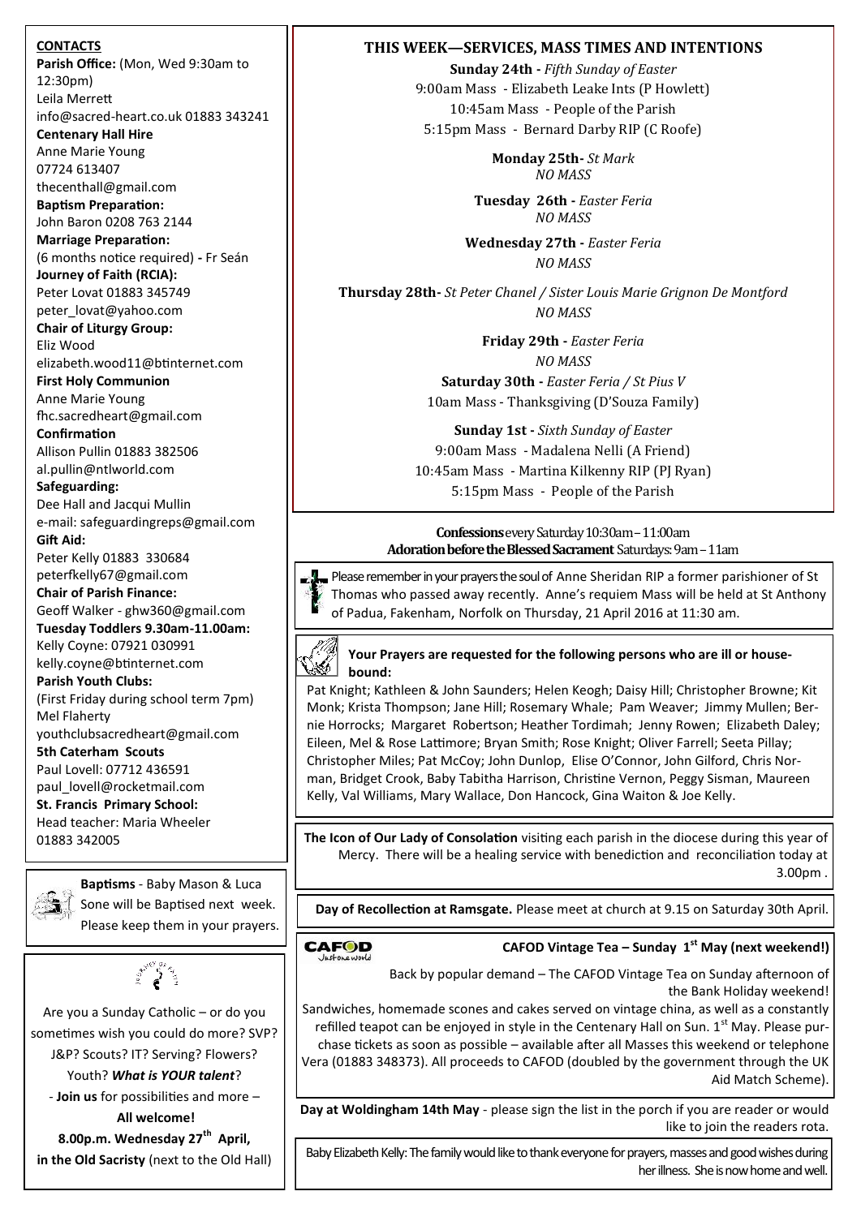**CONTACTS**

**Parish Office:** (Mon, Wed 9:30am to 12:30pm)
Leila Merrett
info@sacred-heart.co.uk 01883 343241

**Centenary Hall Hire**
Anne Marie Young
07724 613407
thecenthall@gmail.com

**Baptism Preparation:**
John Baron 0208 763 2144

**Marriage Preparation:**
(6 months notice required) **-** Fr Seán

**Journey of Faith (RCIA):**
Peter Lovat 01883 345749
peter_lovat@yahoo.com

**Chair of Liturgy Group:**
Eliz Wood
elizabeth.wood11@btinternet.com

**First Holy Communion**
Anne Marie Young
fhc.sacredheart@gmail.com

**Confirmation**
Allison Pullin 01883 382506
al.pullin@ntlworld.com

**Safeguarding:**
Dee Hall and Jacqui Mullin
e-mail: safeguardingreps@gmail.com

**Gift Aid:**
Peter Kelly 01883 330684
peterfkelly67@gmail.com

**Chair of Parish Finance:**
Geoff Walker - ghw360@gmail.com

**Tuesday Toddlers 9.30am-11.00am:**
Kelly Coyne: 07921 030991
kelly.coyne@btinternet.com

**Parish Youth Clubs:**
(First Friday during school term 7pm)
Mel Flaherty
youthclubsacredheart@gmail.com

**5th Caterham Scouts**
Paul Lovell: 07712 436591
paul_lovell@rocketmail.com

**St. Francis Primary School:**
Head teacher: Maria Wheeler
01883 342005

**Baptisms** - Baby Mason & Luca Sone will be Baptised next week. Please keep them in your prayers.

Are you a Sunday Catholic – or do you sometimes wish you could do more? SVP? J&P? Scouts? IT? Serving? Flowers? Youth? ***What is YOUR talent***?
- **Join us** for possibilities and more –
**All welcome!**
**8.00p.m. Wednesday 27th April,**
**in the Old Sacristy** (next to the Old Hall)

## THIS WEEK—SERVICES, MASS TIMES AND INTENTIONS

**Sunday 24th -** *Fifth Sunday of Easter*
9:00am Mass - Elizabeth Leake Ints (P Howlett)
10:45am Mass - People of the Parish
5:15pm Mass - Bernard Darby RIP (C Roofe)

**Monday 25th-** *St Mark*
*NO MASS*

**Tuesday 26th -** *Easter Feria*
*NO MASS*

**Wednesday 27th -** *Easter Feria*
*NO MASS*

**Thursday 28th-** *St Peter Chanel / Sister Louis Marie Grignon De Montford*
*NO MASS*

**Friday 29th -** *Easter Feria*
*NO MASS*

**Saturday 30th -** *Easter Feria / St Pius V*
10am Mass - Thanksgiving (D'Souza Family)

**Sunday 1st -** *Sixth Sunday of Easter*
9:00am Mass - Madalena Nelli (A Friend)
10:45am Mass - Martina Kilkenny RIP (PJ Ryan)
5:15pm Mass - People of the Parish

**Confessions** every Saturday 10:30am – 11:00am
**Adoration before the Blessed Sacrament** Saturdays: 9am – 11am

Please remember in your prayers the soul of Anne Sheridan RIP a former parishioner of St Thomas who passed away recently. Anne's requiem Mass will be held at St Anthony of Padua, Fakenham, Norfolk on Thursday, 21 April 2016 at 11:30 am.

**Your Prayers are requested for the following persons who are ill or housebound:**

Pat Knight; Kathleen & John Saunders; Helen Keogh; Daisy Hill; Christopher Browne; Kit Monk; Krista Thompson; Jane Hill; Rosemary Whale; Pam Weaver; Jimmy Mullen; Bernie Horrocks; Margaret Robertson; Heather Tordimah; Jenny Rowen; Elizabeth Daley; Eileen, Mel & Rose Lattimore; Bryan Smith; Rose Knight; Oliver Farrell; Seeta Pillay; Christopher Miles; Pat McCoy; John Dunlop, Elise O'Connor, John Gilford, Chris Norman, Bridget Crook, Baby Tabitha Harrison, Christine Vernon, Peggy Sisman, Maureen Kelly, Val Williams, Mary Wallace, Don Hancock, Gina Waiton & Joe Kelly.

**The Icon of Our Lady of Consolation** visiting each parish in the diocese during this year of Mercy. There will be a healing service with benediction and reconciliation today at 3.00pm .

**Day of Recollection at Ramsgate.** Please meet at church at 9.15 on Saturday 30th April.

**CAFOD Vintage Tea – Sunday 1st May (next weekend!)**

Back by popular demand – The CAFOD Vintage Tea on Sunday afternoon of the Bank Holiday weekend!
Sandwiches, homemade scones and cakes served on vintage china, as well as a constantly refilled teapot can be enjoyed in style in the Centenary Hall on Sun. 1st May. Please purchase tickets as soon as possible – available after all Masses this weekend or telephone Vera (01883 348373). All proceeds to CAFOD (doubled by the government through the UK Aid Match Scheme).

**Day at Woldingham 14th May** - please sign the list in the porch if you are reader or would like to join the readers rota.

Baby Elizabeth Kelly: The family would like to thank everyone for prayers, masses and good wishes during her illness. She is now home and well.